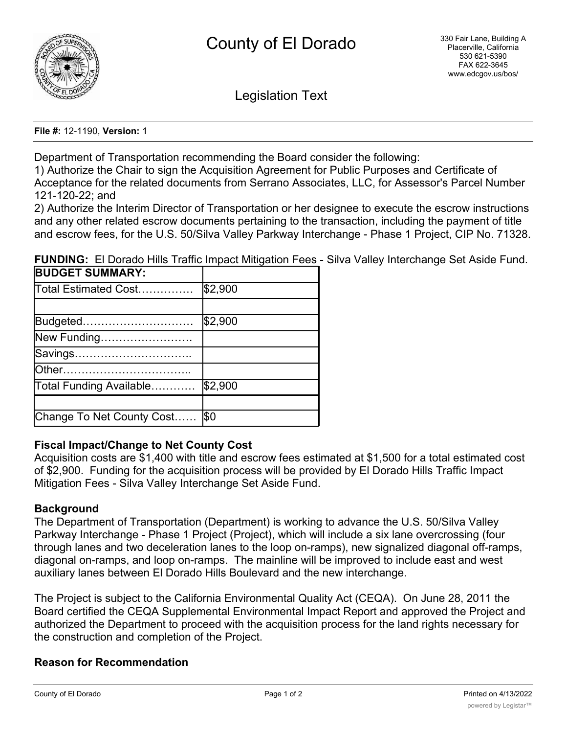# County of El Dorado

330 Fair Lane, Building A
Placerville, California
530 621-5390
FAX 622-3645
www.edcgov.us/bos/

## Legislation Text

**File #:** 12-1190, **Version:** 1

Department of Transportation recommending the Board consider the following:
1) Authorize the Chair to sign the Acquisition Agreement for Public Purposes and Certificate of Acceptance for the related documents from Serrano Associates, LLC, for Assessor's Parcel Number 121-120-22; and
2) Authorize the Interim Director of Transportation or her designee to execute the escrow instructions and any other related escrow documents pertaining to the transaction, including the payment of title and escrow fees, for the U.S. 50/Silva Valley Parkway Interchange - Phase 1 Project, CIP No. 71328.

**FUNDING:** El Dorado Hills Traffic Impact Mitigation Fees - Silva Valley Interchange Set Aside Fund.

| **BUDGET SUMMARY:** | |
|---|---|
| Total Estimated Cost…………… | $2,900 |
| | |
| Budgeted………………………… | $2,900 |
| New Funding……………………. | |
| Savings………………………….. | |
| Other…………………………….. | |
| Total Funding Available………… | $2,900 |
| | |
| Change To Net County Cost…… | $0 |

### Fiscal Impact/Change to Net County Cost

Acquisition costs are $1,400 with title and escrow fees estimated at $1,500 for a total estimated cost of $2,900. Funding for the acquisition process will be provided by El Dorado Hills Traffic Impact Mitigation Fees - Silva Valley Interchange Set Aside Fund.

### Background

The Department of Transportation (Department) is working to advance the U.S. 50/Silva Valley Parkway Interchange - Phase 1 Project (Project), which will include a six lane overcrossing (four through lanes and two deceleration lanes to the loop on-ramps), new signalized diagonal off-ramps, diagonal on-ramps, and loop on-ramps. The mainline will be improved to include east and west auxiliary lanes between El Dorado Hills Boulevard and the new interchange.

The Project is subject to the California Environmental Quality Act (CEQA). On June 28, 2011 the Board certified the CEQA Supplemental Environmental Impact Report and approved the Project and authorized the Department to proceed with the acquisition process for the land rights necessary for the construction and completion of the Project.

### Reason for Recommendation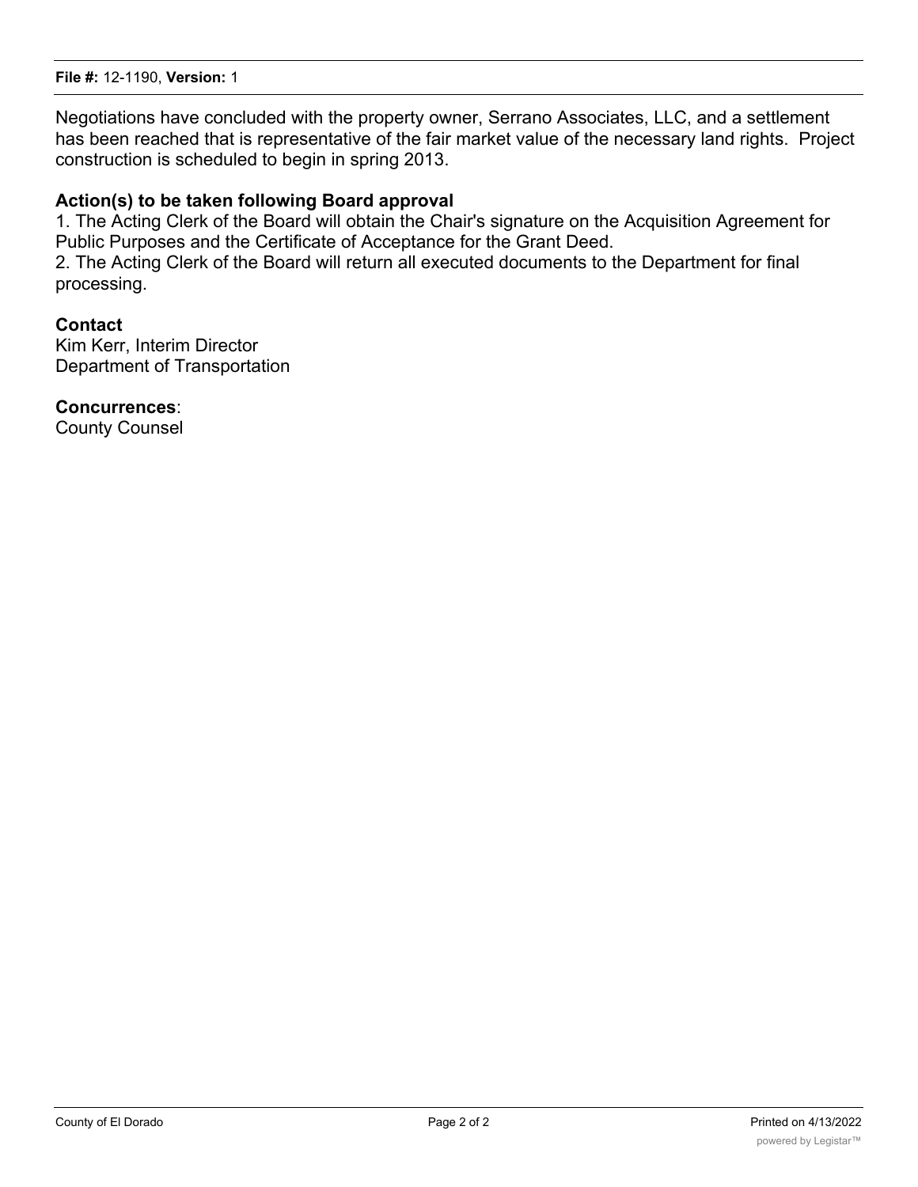Negotiations have concluded with the property owner, Serrano Associates, LLC, and a settlement has been reached that is representative of the fair market value of the necessary land rights. Project construction is scheduled to begin in spring 2013.

**Action(s) to be taken following Board approval**

1. The Acting Clerk of the Board will obtain the Chair's signature on the Acquisition Agreement for Public Purposes and the Certificate of Acceptance for the Grant Deed.
2. The Acting Clerk of the Board will return all executed documents to the Department for final processing.

**Contact**

Kim Kerr, Interim Director
Department of Transportation

**Concurrences**:

County Counsel